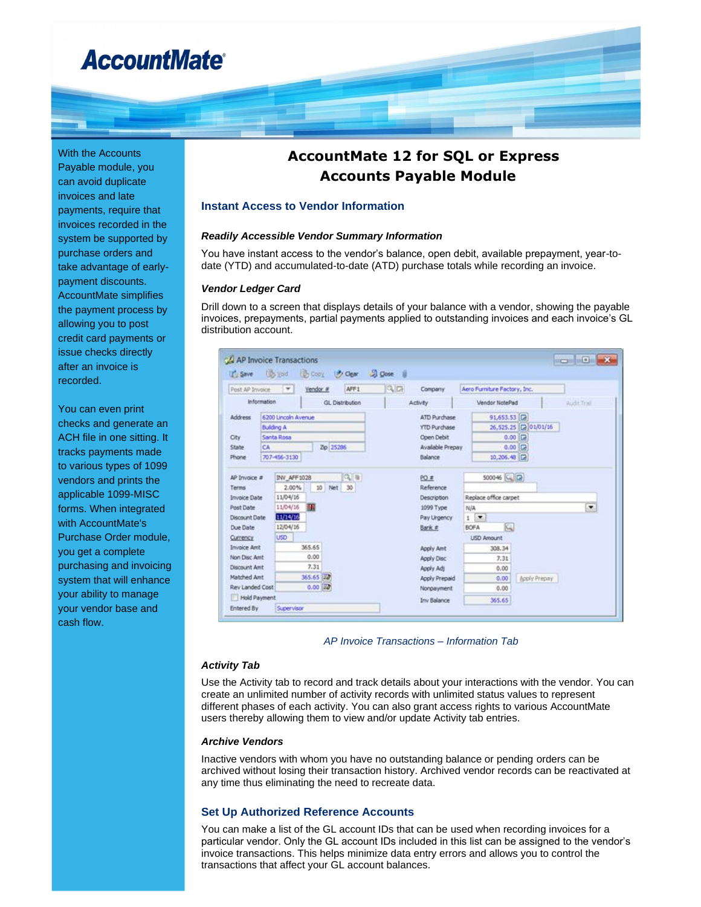# AccountMate 12 for SQL or Express Accounts Payable Module

With the Accounts Payable module, you can avoid duplicate invoices and late payments, require that invoices recorded in the system be supported by purchase orders and take advantage of early-payment discounts. AccountMate simplifies the payment process by allowing you to post credit card payments or issue checks directly after an invoice is recorded.

You can even print checks and generate an ACH file in one sitting. It tracks payments made to various types of 1099 vendors and prints the applicable 1099-MISC forms. When integrated with AccountMate's Purchase Order module, you get a complete purchasing and invoicing system that will enhance your ability to manage your vendor base and cash flow.

## Instant Access to Vendor Information

### *Readily Accessible Vendor Summary Information*

You have instant access to the vendor's balance, open debit, available prepayment, year-to-date (YTD) and accumulated-to-date (ATD) purchase totals while recording an invoice.

### *Vendor Ledger Card*

Drill down to a screen that displays details of your balance with a vendor, showing the payable invoices, prepayments, partial payments applied to outstanding invoices and each invoice's GL distribution account.

*AP Invoice Transactions – Information Tab*

### *Activity Tab*

Use the Activity tab to record and track details about your interactions with the vendor. You can create an unlimited number of activity records with unlimited status values to represent different phases of each activity. You can also grant access rights to various AccountMate users thereby allowing them to view and/or update Activity tab entries.

### *Archive Vendors*

Inactive vendors with whom you have no outstanding balance or pending orders can be archived without losing their transaction history. Archived vendor records can be reactivated at any time thus eliminating the need to recreate data.

## Set Up Authorized Reference Accounts

You can make a list of the GL account IDs that can be used when recording invoices for a particular vendor. Only the GL account IDs included in this list can be assigned to the vendor's invoice transactions. This helps minimize data entry errors and allows you to control the transactions that affect your GL account balances.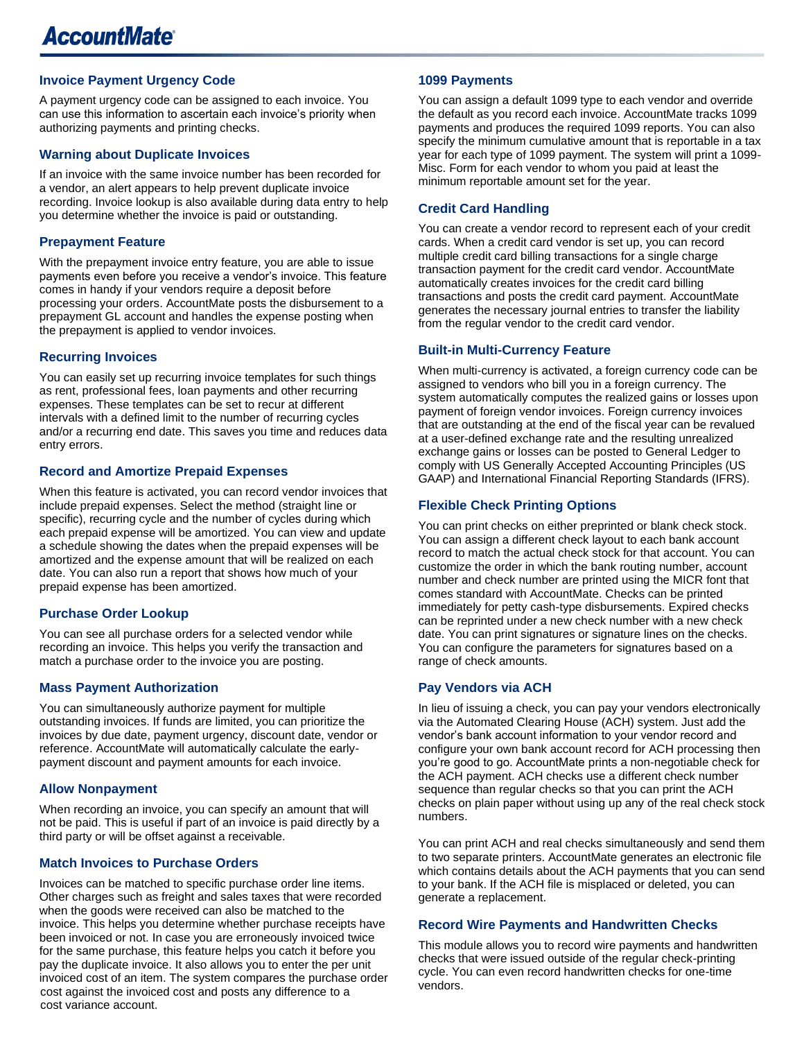### Invoice Payment Urgency Code

A payment urgency code can be assigned to each invoice. You can use this information to ascertain each invoice's priority when authorizing payments and printing checks.

### Warning about Duplicate Invoices

If an invoice with the same invoice number has been recorded for a vendor, an alert appears to help prevent duplicate invoice recording. Invoice lookup is also available during data entry to help you determine whether the invoice is paid or outstanding.

### Prepayment Feature

With the prepayment invoice entry feature, you are able to issue payments even before you receive a vendor's invoice. This feature comes in handy if your vendors require a deposit before processing your orders. AccountMate posts the disbursement to a prepayment GL account and handles the expense posting when the prepayment is applied to vendor invoices.

### Recurring Invoices

You can easily set up recurring invoice templates for such things as rent, professional fees, loan payments and other recurring expenses. These templates can be set to recur at different intervals with a defined limit to the number of recurring cycles and/or a recurring end date. This saves you time and reduces data entry errors.

### Record and Amortize Prepaid Expenses

When this feature is activated, you can record vendor invoices that include prepaid expenses. Select the method (straight line or specific), recurring cycle and the number of cycles during which each prepaid expense will be amortized. You can view and update a schedule showing the dates when the prepaid expenses will be amortized and the expense amount that will be realized on each date. You can also run a report that shows how much of your prepaid expense has been amortized.

### Purchase Order Lookup

You can see all purchase orders for a selected vendor while recording an invoice. This helps you verify the transaction and match a purchase order to the invoice you are posting.

### Mass Payment Authorization

You can simultaneously authorize payment for multiple outstanding invoices. If funds are limited, you can prioritize the invoices by due date, payment urgency, discount date, vendor or reference. AccountMate will automatically calculate the early-payment discount and payment amounts for each invoice.

### Allow Nonpayment

When recording an invoice, you can specify an amount that will not be paid. This is useful if part of an invoice is paid directly by a third party or will be offset against a receivable.

### Match Invoices to Purchase Orders

Invoices can be matched to specific purchase order line items. Other charges such as freight and sales taxes that were recorded when the goods were received can also be matched to the invoice. This helps you determine whether purchase receipts have been invoiced or not. In case you are erroneously invoiced twice for the same purchase, this feature helps you catch it before you pay the duplicate invoice. It also allows you to enter the per unit invoiced cost of an item. The system compares the purchase order cost against the invoiced cost and posts any difference to a cost variance account.

### 1099 Payments

You can assign a default 1099 type to each vendor and override the default as you record each invoice. AccountMate tracks 1099 payments and produces the required 1099 reports. You can also specify the minimum cumulative amount that is reportable in a tax year for each type of 1099 payment. The system will print a 1099-Misc. Form for each vendor to whom you paid at least the minimum reportable amount set for the year.

### Credit Card Handling

You can create a vendor record to represent each of your credit cards. When a credit card vendor is set up, you can record multiple credit card billing transactions for a single charge transaction payment for the credit card vendor. AccountMate automatically creates invoices for the credit card billing transactions and posts the credit card payment. AccountMate generates the necessary journal entries to transfer the liability from the regular vendor to the credit card vendor.

### Built-in Multi-Currency Feature

When multi-currency is activated, a foreign currency code can be assigned to vendors who bill you in a foreign currency. The system automatically computes the realized gains or losses upon payment of foreign vendor invoices. Foreign currency invoices that are outstanding at the end of the fiscal year can be revalued at a user-defined exchange rate and the resulting unrealized exchange gains or losses can be posted to General Ledger to comply with US Generally Accepted Accounting Principles (US GAAP) and International Financial Reporting Standards (IFRS).

### Flexible Check Printing Options

You can print checks on either preprinted or blank check stock. You can assign a different check layout to each bank account record to match the actual check stock for that account. You can customize the order in which the bank routing number, account number and check number are printed using the MICR font that comes standard with AccountMate. Checks can be printed immediately for petty cash-type disbursements. Expired checks can be reprinted under a new check number with a new check date. You can print signatures or signature lines on the checks. You can configure the parameters for signatures based on a range of check amounts.

### Pay Vendors via ACH

In lieu of issuing a check, you can pay your vendors electronically via the Automated Clearing House (ACH) system. Just add the vendor's bank account information to your vendor record and configure your own bank account record for ACH processing then you're good to go. AccountMate prints a non-negotiable check for the ACH payment. ACH checks use a different check number sequence than regular checks so that you can print the ACH checks on plain paper without using up any of the real check stock numbers.

You can print ACH and real checks simultaneously and send them to two separate printers. AccountMate generates an electronic file which contains details about the ACH payments that you can send to your bank. If the ACH file is misplaced or deleted, you can generate a replacement.

### Record Wire Payments and Handwritten Checks

This module allows you to record wire payments and handwritten checks that were issued outside of the regular check-printing cycle. You can even record handwritten checks for one-time vendors.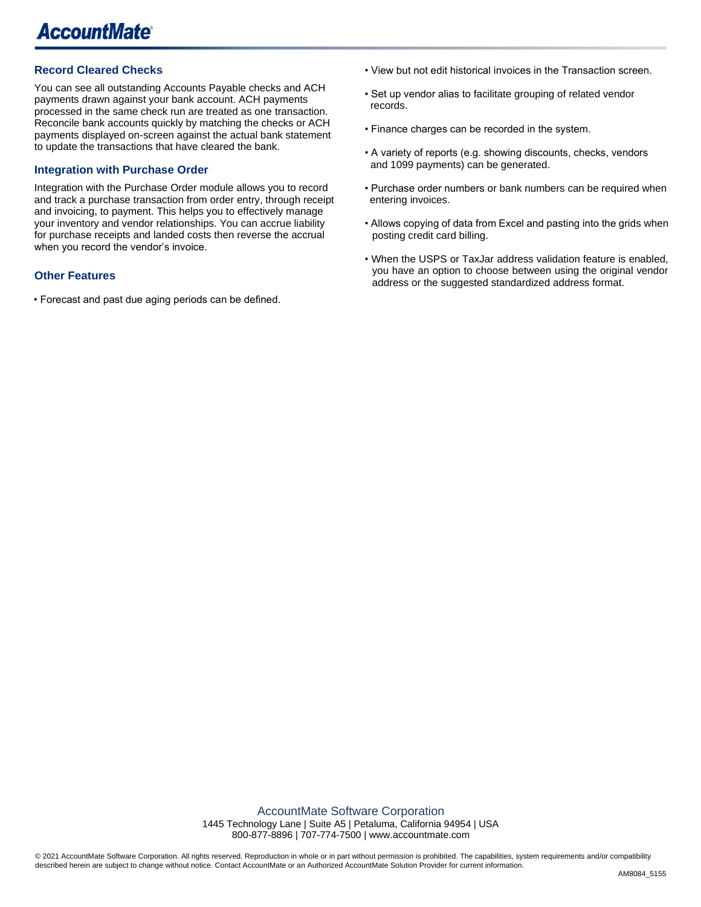## Record Cleared Checks

You can see all outstanding Accounts Payable checks and ACH payments drawn against your bank account. ACH payments processed in the same check run are treated as one transaction. Reconcile bank accounts quickly by matching the checks or ACH payments displayed on-screen against the actual bank statement to update the transactions that have cleared the bank.

## Integration with Purchase Order

Integration with the Purchase Order module allows you to record and track a purchase transaction from order entry, through receipt and invoicing, to payment. This helps you to effectively manage your inventory and vendor relationships. You can accrue liability for purchase receipts and landed costs then reverse the accrual when you record the vendor's invoice.

## Other Features

- Forecast and past due aging periods can be defined.
- View but not edit historical invoices in the Transaction screen.
- Set up vendor alias to facilitate grouping of related vendor records.
- Finance charges can be recorded in the system.
- A variety of reports (e.g. showing discounts, checks, vendors and 1099 payments) can be generated.
- Purchase order numbers or bank numbers can be required when entering invoices.
- Allows copying of data from Excel and pasting into the grids when posting credit card billing.
- When the USPS or TaxJar address validation feature is enabled, you have an option to choose between using the original vendor address or the suggested standardized address format.

AccountMate Software Corporation
1445 Technology Lane | Suite A5 | Petaluma, California 94954 | USA
800-877-8896 | 707-774-7500 | www.accountmate.com

© 2021 AccountMate Software Corporation. All rights reserved. Reproduction in whole or in part without permission is prohibited. The capabilities, system requirements and/or compatibility described herein are subject to change without notice. Contact AccountMate or an Authorized AccountMate Solution Provider for current information.

AM8084_5155